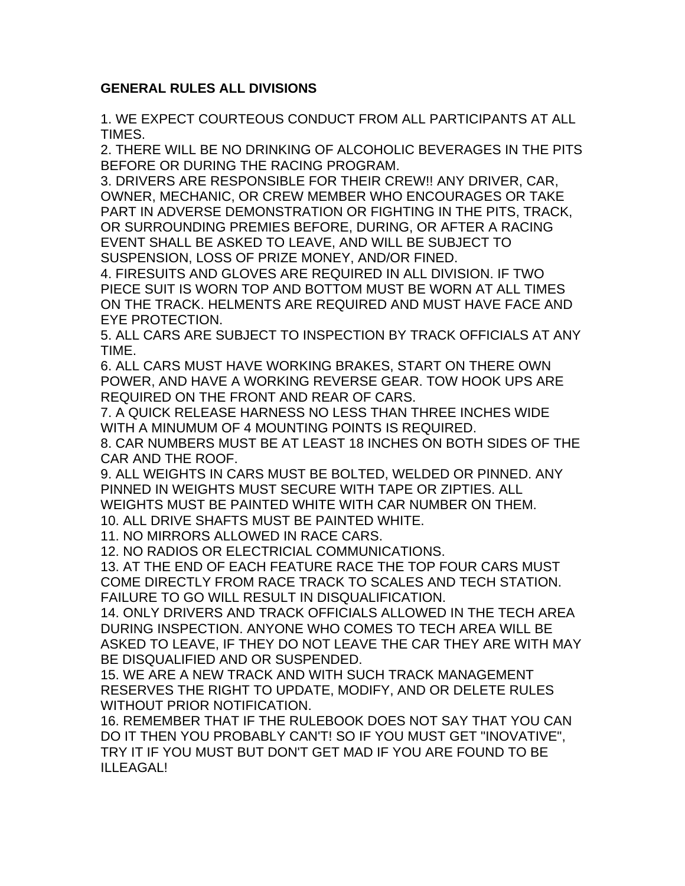**GENERAL RULES ALL DIVISIONS**

1. WE EXPECT COURTEOUS CONDUCT FROM ALL PARTICIPANTS AT ALL TIMES.
2. THERE WILL BE NO DRINKING OF ALCOHOLIC BEVERAGES IN THE PITS BEFORE OR DURING THE RACING PROGRAM.
3. DRIVERS ARE RESPONSIBLE FOR THEIR CREW!! ANY DRIVER, CAR, OWNER, MECHANIC, OR CREW MEMBER WHO ENCOURAGES OR TAKE PART IN ADVERSE DEMONSTRATION OR FIGHTING IN THE PITS, TRACK, OR SURROUNDING PREMIES BEFORE, DURING, OR AFTER A RACING EVENT SHALL BE ASKED TO LEAVE, AND WILL BE SUBJECT TO SUSPENSION, LOSS OF PRIZE MONEY, AND/OR FINED.
4. FIRESUITS AND GLOVES ARE REQUIRED IN ALL DIVISION. IF TWO PIECE SUIT IS WORN TOP AND BOTTOM MUST BE WORN AT ALL TIMES ON THE TRACK. HELMENTS ARE REQUIRED AND MUST HAVE FACE AND EYE PROTECTION.
5. ALL CARS ARE SUBJECT TO INSPECTION BY TRACK OFFICIALS AT ANY TIME.
6. ALL CARS MUST HAVE WORKING BRAKES, START ON THERE OWN POWER, AND HAVE A WORKING REVERSE GEAR. TOW HOOK UPS ARE REQUIRED ON THE FRONT AND REAR OF CARS.
7. A QUICK RELEASE HARNESS NO LESS THAN THREE INCHES WIDE WITH A MINUMUM OF 4 MOUNTING POINTS IS REQUIRED.
8. CAR NUMBERS MUST BE AT LEAST 18 INCHES ON BOTH SIDES OF THE CAR AND THE ROOF.
9. ALL WEIGHTS IN CARS MUST BE BOLTED, WELDED OR PINNED. ANY PINNED IN WEIGHTS MUST SECURE WITH TAPE OR ZIPTIES. ALL WEIGHTS MUST BE PAINTED WHITE WITH CAR NUMBER ON THEM.
10. ALL DRIVE SHAFTS MUST BE PAINTED WHITE.
11. NO MIRRORS ALLOWED IN RACE CARS.
12. NO RADIOS OR ELECTRICIAL COMMUNICATIONS.
13. AT THE END OF EACH FEATURE RACE THE TOP FOUR CARS MUST COME DIRECTLY FROM RACE TRACK TO SCALES AND TECH STATION. FAILURE TO GO WILL RESULT IN DISQUALIFICATION.
14. ONLY DRIVERS AND TRACK OFFICIALS ALLOWED IN THE TECH AREA DURING INSPECTION. ANYONE WHO COMES TO TECH AREA WILL BE ASKED TO LEAVE, IF THEY DO NOT LEAVE THE CAR THEY ARE WITH MAY BE DISQUALIFIED AND OR SUSPENDED.
15. WE ARE A NEW TRACK AND WITH SUCH TRACK MANAGEMENT RESERVES THE RIGHT TO UPDATE, MODIFY, AND OR DELETE RULES WITHOUT PRIOR NOTIFICATION.
16. REMEMBER THAT IF THE RULEBOOK DOES NOT SAY THAT YOU CAN DO IT THEN YOU PROBABLY CAN'T! SO IF YOU MUST GET "INOVATIVE", TRY IT IF YOU MUST BUT DON'T GET MAD IF YOU ARE FOUND TO BE ILLEAGAL!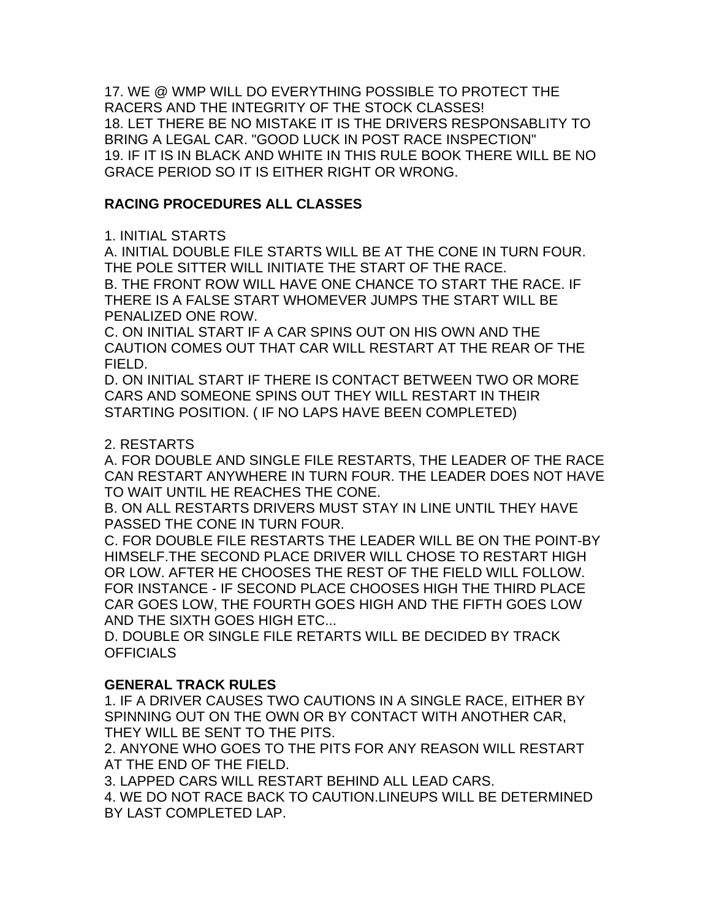17. WE @ WMP WILL DO EVERYTHING POSSIBLE TO PROTECT THE RACERS AND THE INTEGRITY OF THE STOCK CLASSES!
18. LET THERE BE NO MISTAKE IT IS THE DRIVERS RESPONSABLITY TO BRING A LEGAL CAR. "GOOD LUCK IN POST RACE INSPECTION"
19. IF IT IS IN BLACK AND WHITE IN THIS RULE BOOK THERE WILL BE NO GRACE PERIOD SO IT IS EITHER RIGHT OR WRONG.

**RACING PROCEDURES ALL CLASSES**

1. INITIAL STARTS
A. INITIAL DOUBLE FILE STARTS WILL BE AT THE CONE IN TURN FOUR. THE POLE SITTER WILL INITIATE THE START OF THE RACE.
B. THE FRONT ROW WILL HAVE ONE CHANCE TO START THE RACE. IF THERE IS A FALSE START WHOMEVER JUMPS THE START WILL BE PENALIZED ONE ROW.
C. ON INITIAL START IF A CAR SPINS OUT ON HIS OWN AND THE CAUTION COMES OUT THAT CAR WILL RESTART AT THE REAR OF THE FIELD.
D. ON INITIAL START IF THERE IS CONTACT BETWEEN TWO OR MORE CARS AND SOMEONE SPINS OUT THEY WILL RESTART IN THEIR STARTING POSITION. ( IF NO LAPS HAVE BEEN COMPLETED)

2. RESTARTS
A. FOR DOUBLE AND SINGLE FILE RESTARTS, THE LEADER OF THE RACE CAN RESTART ANYWHERE IN TURN FOUR. THE LEADER DOES NOT HAVE TO WAIT UNTIL HE REACHES THE CONE.
B. ON ALL RESTARTS DRIVERS MUST STAY IN LINE UNTIL THEY HAVE PASSED THE CONE IN TURN FOUR.
C. FOR DOUBLE FILE RESTARTS THE LEADER WILL BE ON THE POINT-BY HIMSELF.THE SECOND PLACE DRIVER WILL CHOSE TO RESTART HIGH OR LOW. AFTER HE CHOOSES THE REST OF THE FIELD WILL FOLLOW. FOR INSTANCE - IF SECOND PLACE CHOOSES HIGH THE THIRD PLACE CAR GOES LOW, THE FOURTH GOES HIGH AND THE FIFTH GOES LOW AND THE SIXTH GOES HIGH ETC...
D. DOUBLE OR SINGLE FILE RETARTS WILL BE DECIDED BY TRACK OFFICIALS

**GENERAL TRACK RULES**

1. IF A DRIVER CAUSES TWO CAUTIONS IN A SINGLE RACE, EITHER BY SPINNING OUT ON THE OWN OR BY CONTACT WITH ANOTHER CAR, THEY WILL BE SENT TO THE PITS.
2. ANYONE WHO GOES TO THE PITS FOR ANY REASON WILL RESTART AT THE END OF THE FIELD.
3. LAPPED CARS WILL RESTART BEHIND ALL LEAD CARS.
4. WE DO NOT RACE BACK TO CAUTION.LINEUPS WILL BE DETERMINED BY LAST COMPLETED LAP.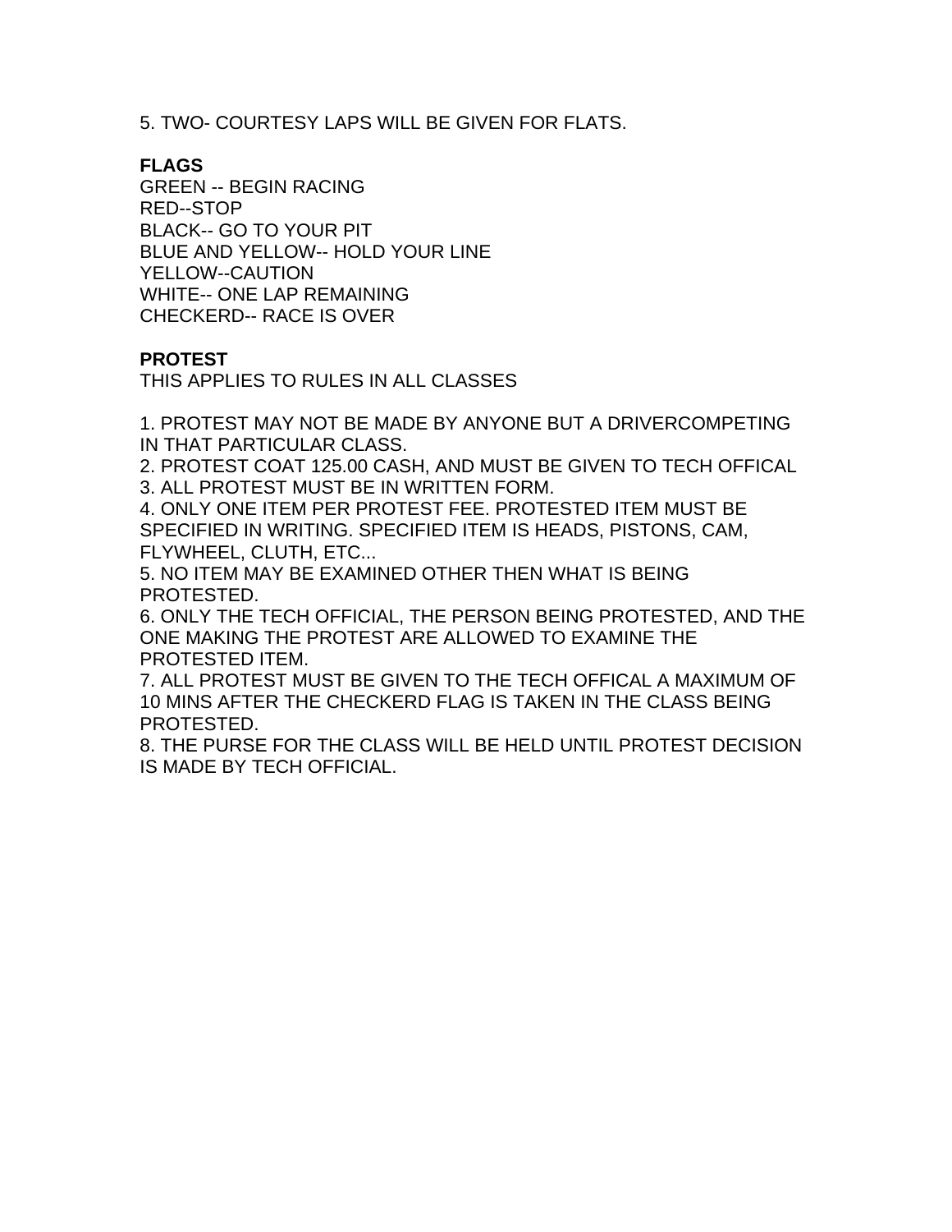5. TWO- COURTESY LAPS WILL BE GIVEN FOR FLATS.

**FLAGS**

GREEN -- BEGIN RACING
RED--STOP
BLACK-- GO TO YOUR PIT
BLUE AND YELLOW-- HOLD YOUR LINE
YELLOW--CAUTION
WHITE-- ONE LAP REMAINING
CHECKERD-- RACE IS OVER

**PROTEST**

THIS APPLIES TO RULES IN ALL CLASSES

1. PROTEST MAY NOT BE MADE BY ANYONE BUT A DRIVERCOMPETING IN THAT PARTICULAR CLASS.
2. PROTEST COAT 125.00 CASH, AND MUST BE GIVEN TO TECH OFFICAL
3. ALL PROTEST MUST BE IN WRITTEN FORM.
4. ONLY ONE ITEM PER PROTEST FEE. PROTESTED ITEM MUST BE SPECIFIED IN WRITING. SPECIFIED ITEM IS HEADS, PISTONS, CAM, FLYWHEEL, CLUTH, ETC...
5. NO ITEM MAY BE EXAMINED OTHER THEN WHAT IS BEING PROTESTED.
6. ONLY THE TECH OFFICIAL, THE PERSON BEING PROTESTED, AND THE ONE MAKING THE PROTEST ARE ALLOWED TO EXAMINE THE PROTESTED ITEM.
7. ALL PROTEST MUST BE GIVEN TO THE TECH OFFICAL A MAXIMUM OF 10 MINS AFTER THE CHECKERD FLAG IS TAKEN IN THE CLASS BEING PROTESTED.
8. THE PURSE FOR THE CLASS WILL BE HELD UNTIL PROTEST DECISION IS MADE BY TECH OFFICIAL.